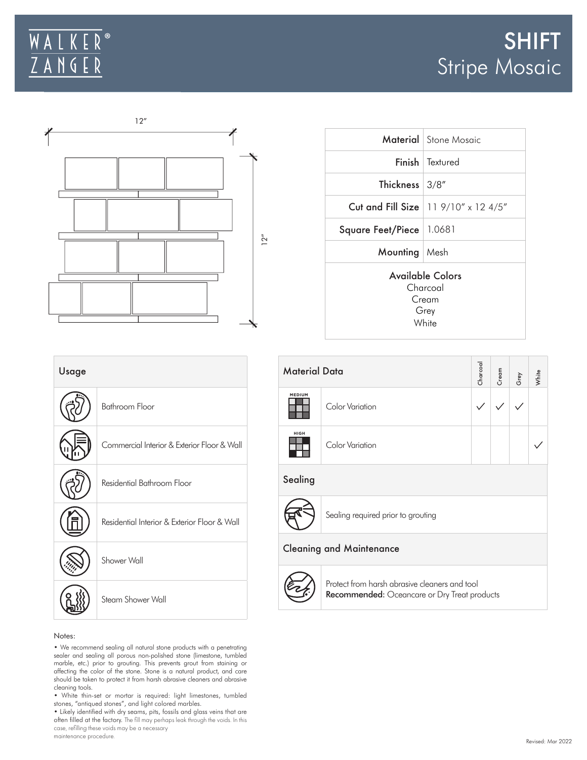# SHIFT

## Stripe Mosaic

12″

12″

| | |
|---|---|
| **Material** | Stone Mosaic |
| **Finish** | Textured |
| **Thickness** | 3/8″ |
| **Cut and Fill Size** | 11 9/10″ x 12 4/5″ |
| **Square Feet/Piece** | 1.0681 |
| **Mounting** | Mesh |

**Available Colors**
Charcoal
Cream
Grey
White

## Usage

- Bathroom Floor
- Commercial Interior & Exterior Floor & Wall
- Residential Bathroom Floor
- Residential Interior & Exterior Floor & Wall
- Shower Wall
- Steam Shower Wall

## Material Data

| | | Charcoal | Cream | Grey | White |
|---|---|---|---|---|---|
| MEDIUM | Color Variation | ✓ | ✓ | ✓ | |
| HIGH | Color Variation | | | | ✓ |

## Sealing

Sealing required prior to grouting

## Cleaning and Maintenance

Protect from harsh abrasive cleaners and tool
**Recommended:** Oceancare or Dry Treat products

Notes:

- We recommend sealing all natural stone products with a penetrating sealer and sealing all porous non-polished stone (limestone, tumbled marble, etc.) prior to grouting. This prevents grout from staining or affecting the color of the stone. Stone is a natural product, and care should be taken to protect it from harsh abrasive cleaners and abrasive cleaning tools.
- White thin-set or mortar is required: light limestones, tumbled stones, "antiqued stones", and light colored marbles.
- Likely identified with dry seams, pits, fossils and glass veins that are often filled at the factory. The fill may perhaps leak through the voids. In this case, refilling these voids may be a necessary maintenance procedure.

Revised: Mar 2022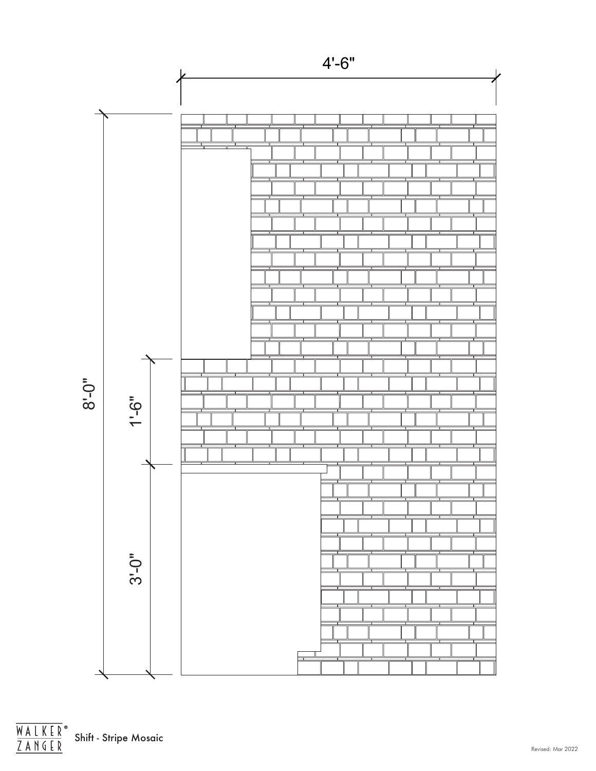4'-6"

8'-0"

1'-6"

3'-0"

WALKER® ZANGER

Shift - Stripe Mosaic

Revised: Mar 2022